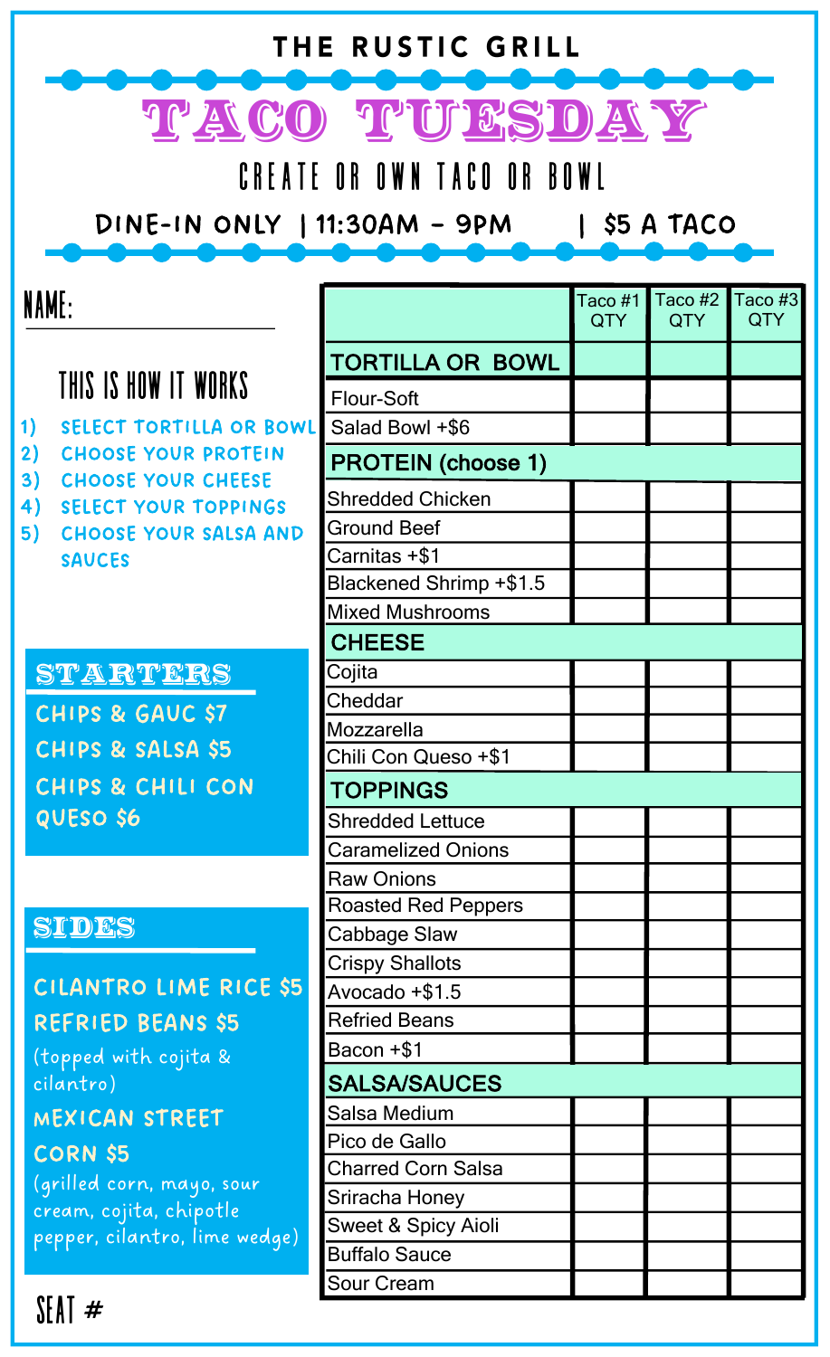# THE RUSTIC GRILL

## TACO TUESDAY

CREATE OR OWN TACO OR BOWL

DINE-IN ONLY | 11:30AM - 9PM | $5 A TACO

NAME:

### THIS IS HOW IT WORKS

1) SELECT TORTILLA OR BOWL
2) CHOOSE YOUR PROTEIN
3) CHOOSE YOUR CHEESE
4) SELECT YOUR TOPPINGS
5) CHOOSE YOUR SALSA AND SAUCES

### STARTERS

CHIPS & GAUC $7

CHIPS & SALSA $5

CHIPS & CHILI CON QUESO $6

### SIDES

CILANTRO LIME RICE $5

REFRIED BEANS $5
(topped with cojita & cilantro)

MEXICAN STREET CORN $5
(grilled corn, mayo, sour cream, cojita, chipotle pepper, cilantro, lime wedge)

SEAT #

| | Taco #1 QTY | Taco #2 QTY | Taco #3 QTY |
|---|---|---|---|
| **TORTILLA OR BOWL** | | | |
| Flour-Soft | | | |
| Salad Bowl +$6 | | | |
| **PROTEIN (choose 1)** | | | |
| Shredded Chicken | | | |
| Ground Beef | | | |
| Carnitas +$1 | | | |
| Blackened Shrimp +$1.5 | | | |
| Mixed Mushrooms | | | |
| **CHEESE** | | | |
| Cojita | | | |
| Cheddar | | | |
| Mozzarella | | | |
| Chili Con Queso +$1 | | | |
| **TOPPINGS** | | | |
| Shredded Lettuce | | | |
| Caramelized Onions | | | |
| Raw Onions | | | |
| Roasted Red Peppers | | | |
| Cabbage Slaw | | | |
| Crispy Shallots | | | |
| Avocado +$1.5 | | | |
| Refried Beans | | | |
| Bacon +$1 | | | |
| **SALSA/SAUCES** | | | |
| Salsa Medium | | | |
| Pico de Gallo | | | |
| Charred Corn Salsa | | | |
| Sriracha Honey | | | |
| Sweet & Spicy Aioli | | | |
| Buffalo Sauce | | | |
| Sour Cream | | | |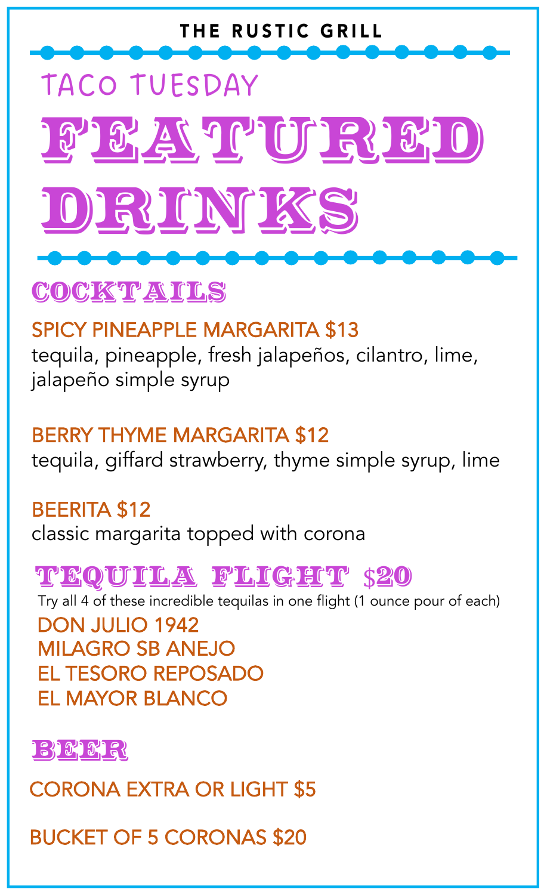THE RUSTIC GRILL

## TACO TUESDAY

# FEATURED DRINKS

## COCKTAILS

**SPICY PINEAPPLE MARGARITA $13**
tequila, pineapple, fresh jalapeños, cilantro, lime, jalapeño simple syrup

**BERRY THYME MARGARITA $12**
tequila, giffard strawberry, thyme simple syrup, lime

**BEERITA $12**
classic margarita topped with corona

## TEQUILA FLIGHT $20

Try all 4 of these incredible tequilas in one flight (1 ounce pour of each)

DON JULIO 1942
MILAGRO SB ANEJO
EL TESORO REPOSADO
EL MAYOR BLANCO

## BEER

CORONA EXTRA OR LIGHT $5

BUCKET OF 5 CORONAS $20